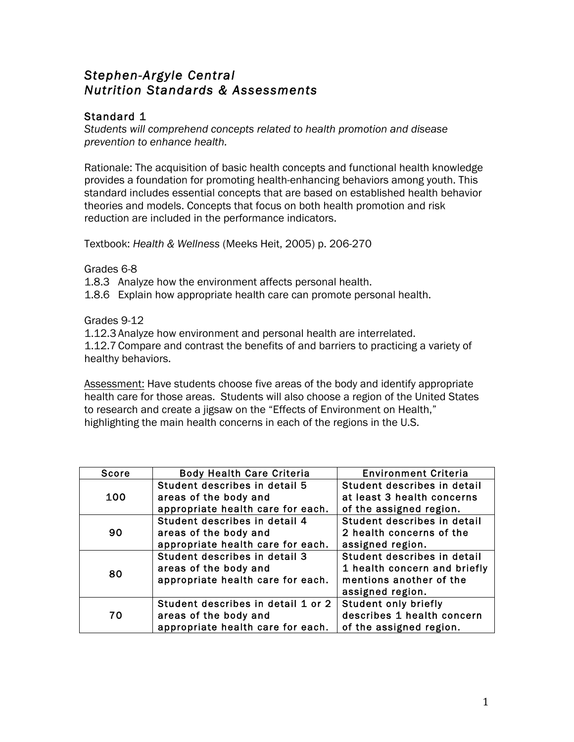# *Stephen-Argyle Central*
# *Nutrition Standards & Assessments*

## Standard 1

*Students will comprehend concepts related to health promotion and disease prevention to enhance health.*

Rationale: The acquisition of basic health concepts and functional health knowledge provides a foundation for promoting health-enhancing behaviors among youth. This standard includes essential concepts that are based on established health behavior theories and models. Concepts that focus on both health promotion and risk reduction are included in the performance indicators.

Textbook: *Health & Wellness* (Meeks Heit, 2005) p. 206-270

Grades 6-8

1.8.3 Analyze how the environment affects personal health.
1.8.6 Explain how appropriate health care can promote personal health.

Grades 9-12

1.12.3 Analyze how environment and personal health are interrelated.
1.12.7 Compare and contrast the benefits of and barriers to practicing a variety of healthy behaviors.

<u>Assessment:</u> Have students choose five areas of the body and identify appropriate health care for those areas. Students will also choose a region of the United States to research and create a jigsaw on the "Effects of Environment on Health," highlighting the main health concerns in each of the regions in the U.S.

| Score | Body Health Care Criteria | Environment Criteria |
| --- | --- | --- |
| 100 | Student describes in detail 5 areas of the body and appropriate health care for each. | Student describes in detail at least 3 health concerns of the assigned region. |
| 90 | Student describes in detail 4 areas of the body and appropriate health care for each. | Student describes in detail 2 health concerns of the assigned region. |
| 80 | Student describes in detail 3 areas of the body and appropriate health care for each. | Student describes in detail 1 health concern and briefly mentions another of the assigned region. |
| 70 | Student describes in detail 1 or 2 areas of the body and appropriate health care for each. | Student only briefly describes 1 health concern of the assigned region. |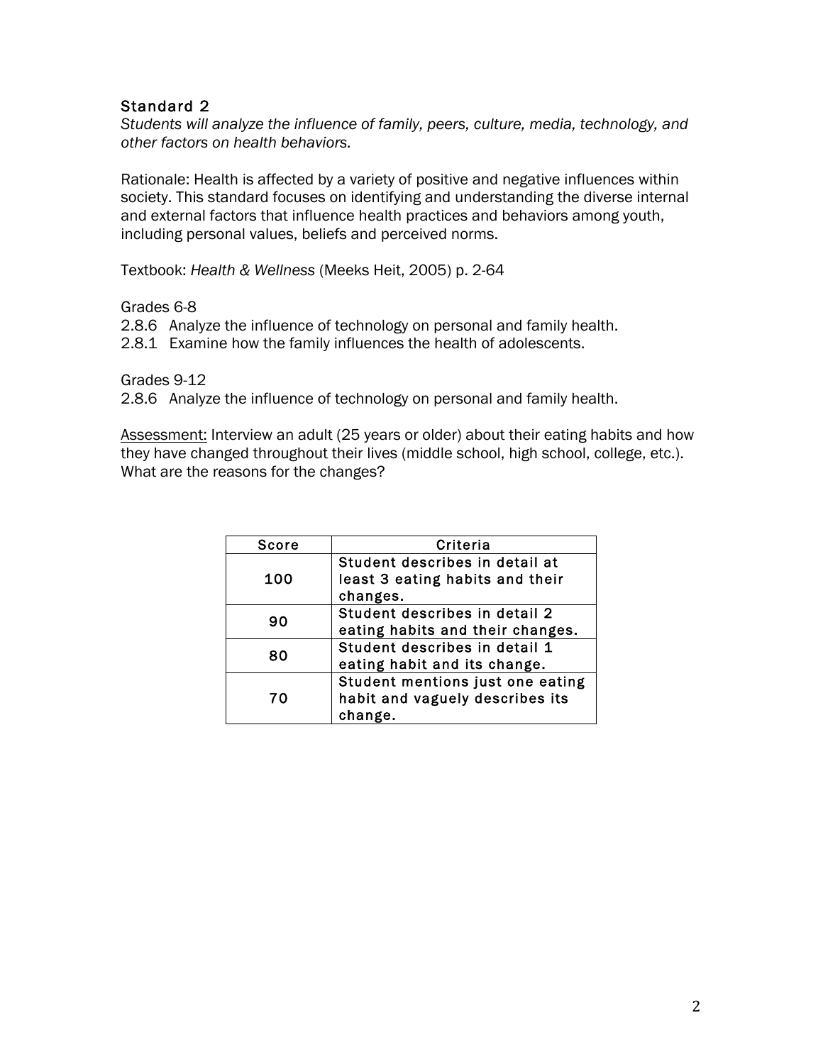## Standard 2

*Students will analyze the influence of family, peers, culture, media, technology, and other factors on health behaviors.*

Rationale: Health is affected by a variety of positive and negative influences within society. This standard focuses on identifying and understanding the diverse internal and external factors that influence health practices and behaviors among youth, including personal values, beliefs and perceived norms.

Textbook: *Health & Wellness* (Meeks Heit, 2005) p. 2-64

Grades 6-8

2.8.6 Analyze the influence of technology on personal and family health.

2.8.1 Examine how the family influences the health of adolescents.

Grades 9-12

2.8.6 Analyze the influence of technology on personal and family health.

Assessment: Interview an adult (25 years or older) about their eating habits and how they have changed throughout their lives (middle school, high school, college, etc.). What are the reasons for the changes?

| Score | Criteria |
|---|---|
| 100 | Student describes in detail at least 3 eating habits and their changes. |
| 90 | Student describes in detail 2 eating habits and their changes. |
| 80 | Student describes in detail 1 eating habit and its change. |
| 70 | Student mentions just one eating habit and vaguely describes its change. |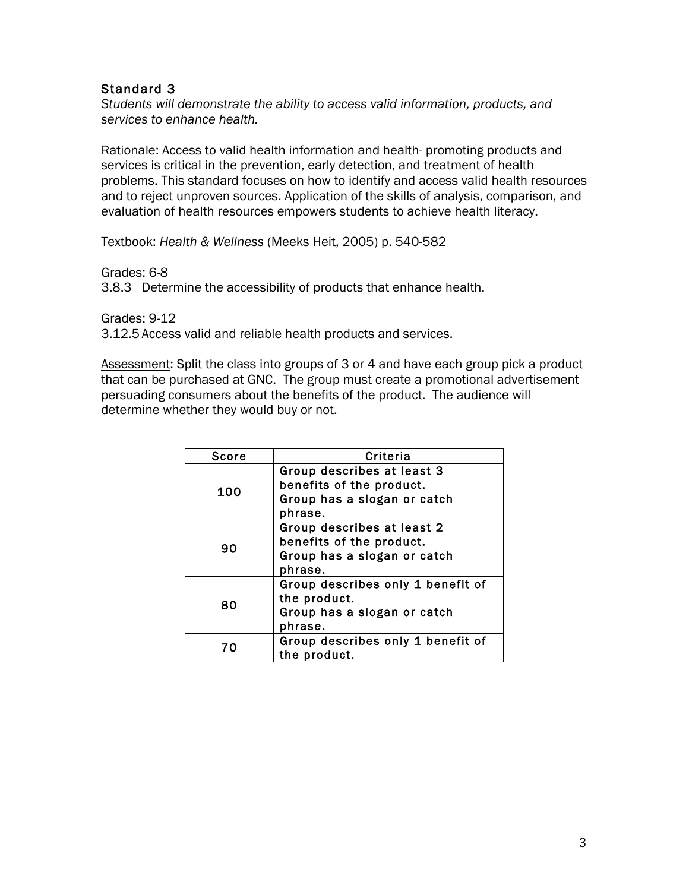## Standard 3

*Students will demonstrate the ability to access valid information, products, and services to enhance health.*

Rationale: Access to valid health information and health- promoting products and services is critical in the prevention, early detection, and treatment of health problems. This standard focuses on how to identify and access valid health resources and to reject unproven sources. Application of the skills of analysis, comparison, and evaluation of health resources empowers students to achieve health literacy.

Textbook: *Health & Wellness* (Meeks Heit, 2005) p. 540-582

Grades: 6-8

3.8.3 Determine the accessibility of products that enhance health.

Grades: 9-12

3.12.5 Access valid and reliable health products and services.

<u>Assessment</u>: Split the class into groups of 3 or 4 and have each group pick a product that can be purchased at GNC. The group must create a promotional advertisement persuading consumers about the benefits of the product. The audience will determine whether they would buy or not.

| Score | Criteria |
|---|---|
| 100 | Group describes at least 3 benefits of the product. Group has a slogan or catch phrase. |
| 90 | Group describes at least 2 benefits of the product. Group has a slogan or catch phrase. |
| 80 | Group describes only 1 benefit of the product. Group has a slogan or catch phrase. |
| 70 | Group describes only 1 benefit of the product. |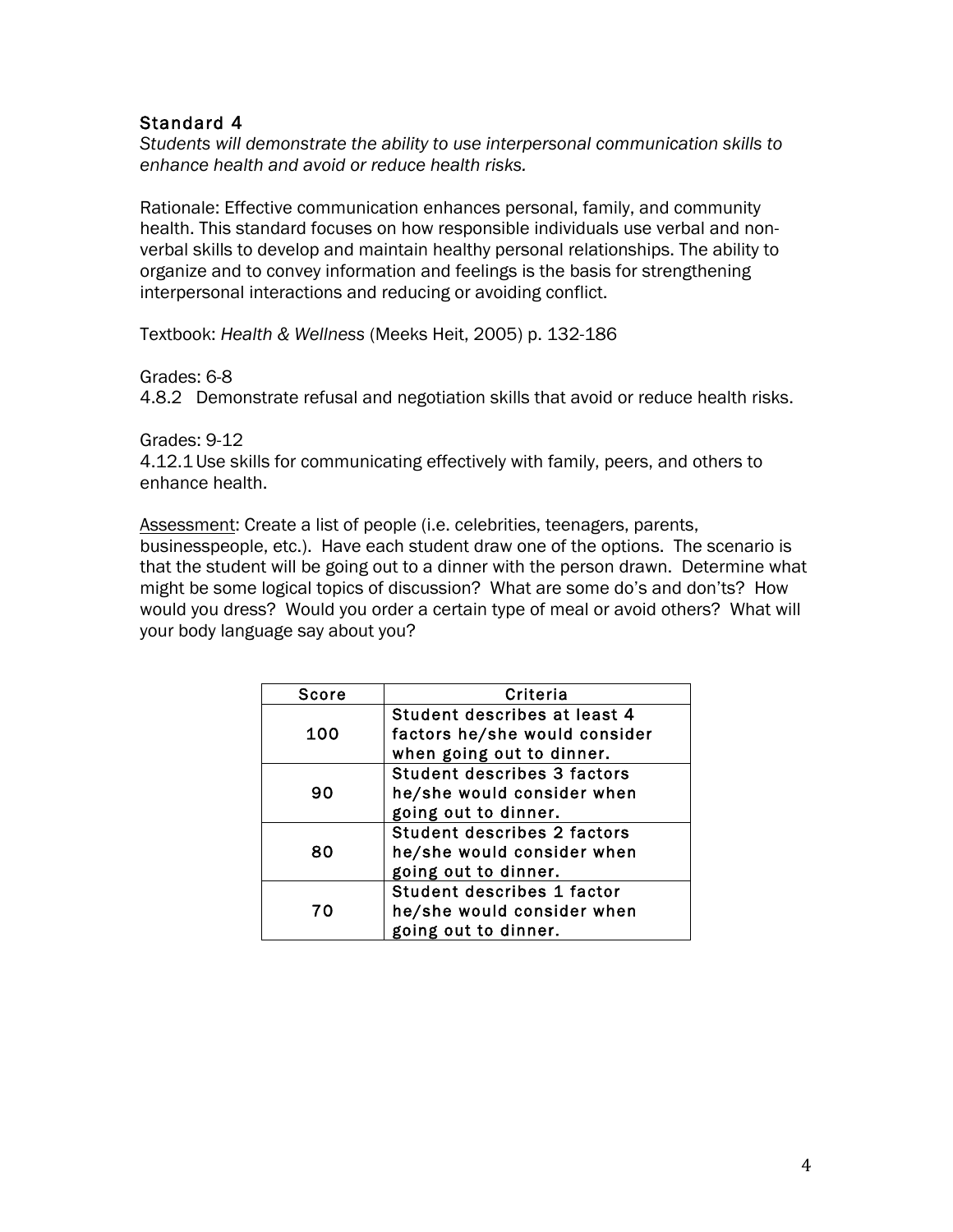## Standard 4

*Students will demonstrate the ability to use interpersonal communication skills to enhance health and avoid or reduce health risks.*

Rationale: Effective communication enhances personal, family, and community health. This standard focuses on how responsible individuals use verbal and non-verbal skills to develop and maintain healthy personal relationships. The ability to organize and to convey information and feelings is the basis for strengthening interpersonal interactions and reducing or avoiding conflict.

Textbook: *Health & Wellness* (Meeks Heit, 2005) p. 132-186

Grades: 6-8
4.8.2 Demonstrate refusal and negotiation skills that avoid or reduce health risks.

Grades: 9-12
4.12.1 Use skills for communicating effectively with family, peers, and others to enhance health.

<u>Assessment</u>: Create a list of people (i.e. celebrities, teenagers, parents, businesspeople, etc.). Have each student draw one of the options. The scenario is that the student will be going out to a dinner with the person drawn. Determine what might be some logical topics of discussion? What are some do's and don'ts? How would you dress? Would you order a certain type of meal or avoid others? What will your body language say about you?

| Score | Criteria |
|---|---|
| 100 | Student describes at least 4 factors he/she would consider when going out to dinner. |
| 90 | Student describes 3 factors he/she would consider when going out to dinner. |
| 80 | Student describes 2 factors he/she would consider when going out to dinner. |
| 70 | Student describes 1 factor he/she would consider when going out to dinner. |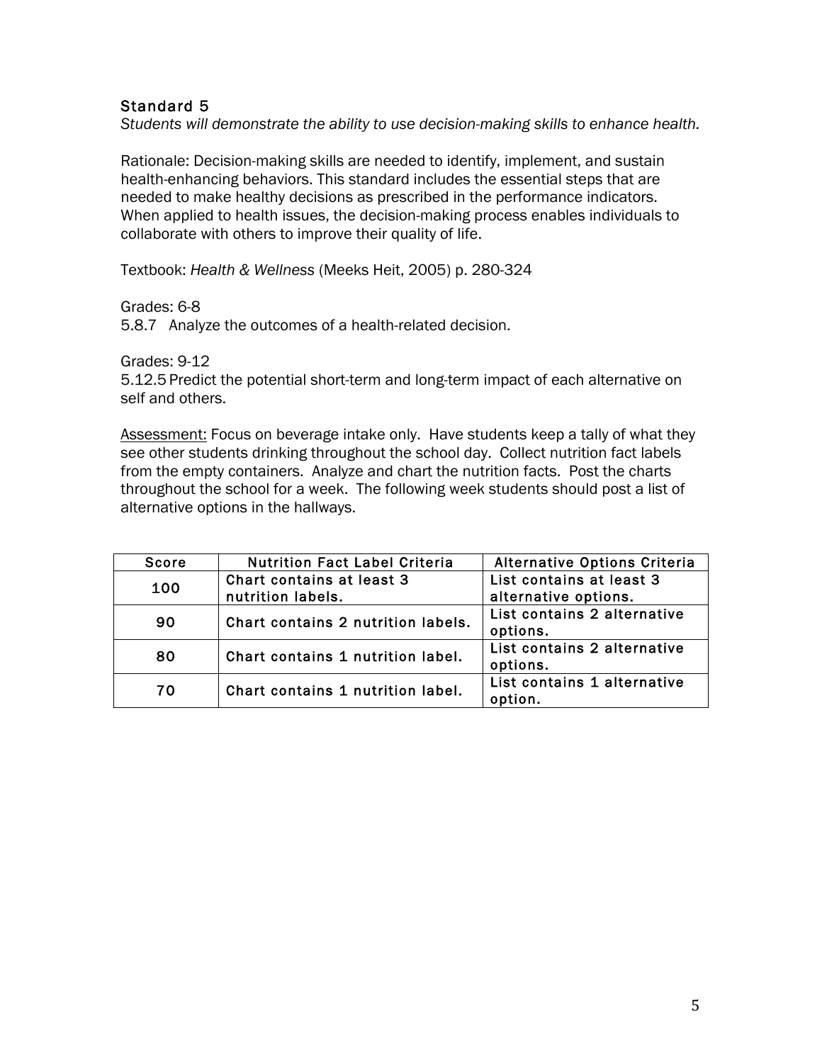## Standard 5

*Students will demonstrate the ability to use decision-making skills to enhance health.*

Rationale: Decision-making skills are needed to identify, implement, and sustain health-enhancing behaviors. This standard includes the essential steps that are needed to make healthy decisions as prescribed in the performance indicators. When applied to health issues, the decision-making process enables individuals to collaborate with others to improve their quality of life.

Textbook: *Health & Wellness* (Meeks Heit, 2005) p. 280-324

Grades: 6-8
5.8.7 Analyze the outcomes of a health-related decision.

Grades: 9-12
5.12.5 Predict the potential short-term and long-term impact of each alternative on self and others.

<u>Assessment:</u> Focus on beverage intake only. Have students keep a tally of what they see other students drinking throughout the school day. Collect nutrition fact labels from the empty containers. Analyze and chart the nutrition facts. Post the charts throughout the school for a week. The following week students should post a list of alternative options in the hallways.

| Score | Nutrition Fact Label Criteria | Alternative Options Criteria |
|---|---|---|
| 100 | Chart contains at least 3 nutrition labels. | List contains at least 3 alternative options. |
| 90 | Chart contains 2 nutrition labels. | List contains 2 alternative options. |
| 80 | Chart contains 1 nutrition label. | List contains 2 alternative options. |
| 70 | Chart contains 1 nutrition label. | List contains 1 alternative option. |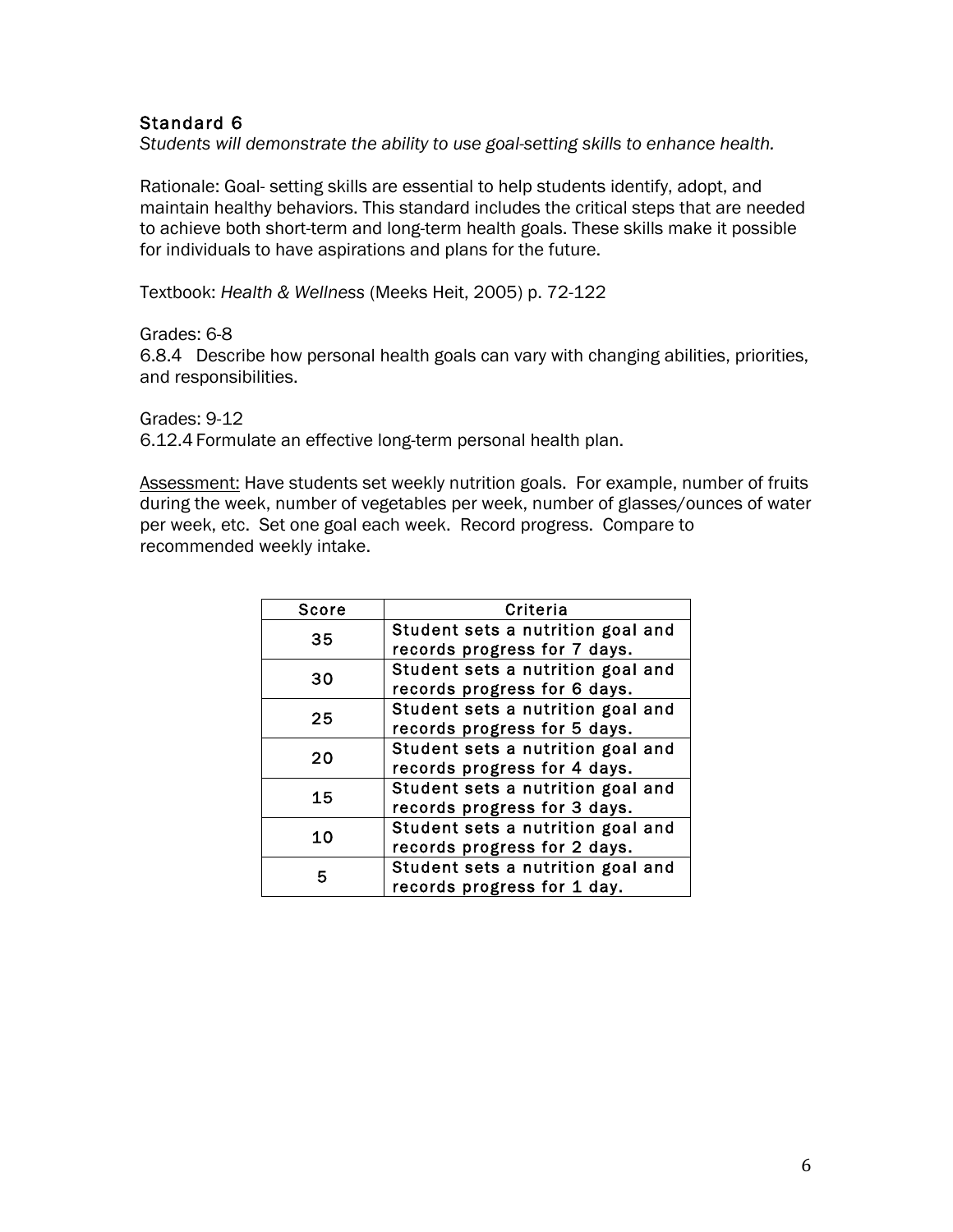## Standard 6

*Students will demonstrate the ability to use goal-setting skills to enhance health.*

Rationale: Goal- setting skills are essential to help students identify, adopt, and maintain healthy behaviors. This standard includes the critical steps that are needed to achieve both short-term and long-term health goals. These skills make it possible for individuals to have aspirations and plans for the future.

Textbook: *Health & Wellness* (Meeks Heit, 2005) p. 72-122

Grades: 6-8
6.8.4 Describe how personal health goals can vary with changing abilities, priorities, and responsibilities.

Grades: 9-12
6.12.4 Formulate an effective long-term personal health plan.

<u>Assessment:</u> Have students set weekly nutrition goals. For example, number of fruits during the week, number of vegetables per week, number of glasses/ounces of water per week, etc. Set one goal each week. Record progress. Compare to recommended weekly intake.

| Score | Criteria |
|---|---|
| 35 | Student sets a nutrition goal and records progress for 7 days. |
| 30 | Student sets a nutrition goal and records progress for 6 days. |
| 25 | Student sets a nutrition goal and records progress for 5 days. |
| 20 | Student sets a nutrition goal and records progress for 4 days. |
| 15 | Student sets a nutrition goal and records progress for 3 days. |
| 10 | Student sets a nutrition goal and records progress for 2 days. |
| 5 | Student sets a nutrition goal and records progress for 1 day. |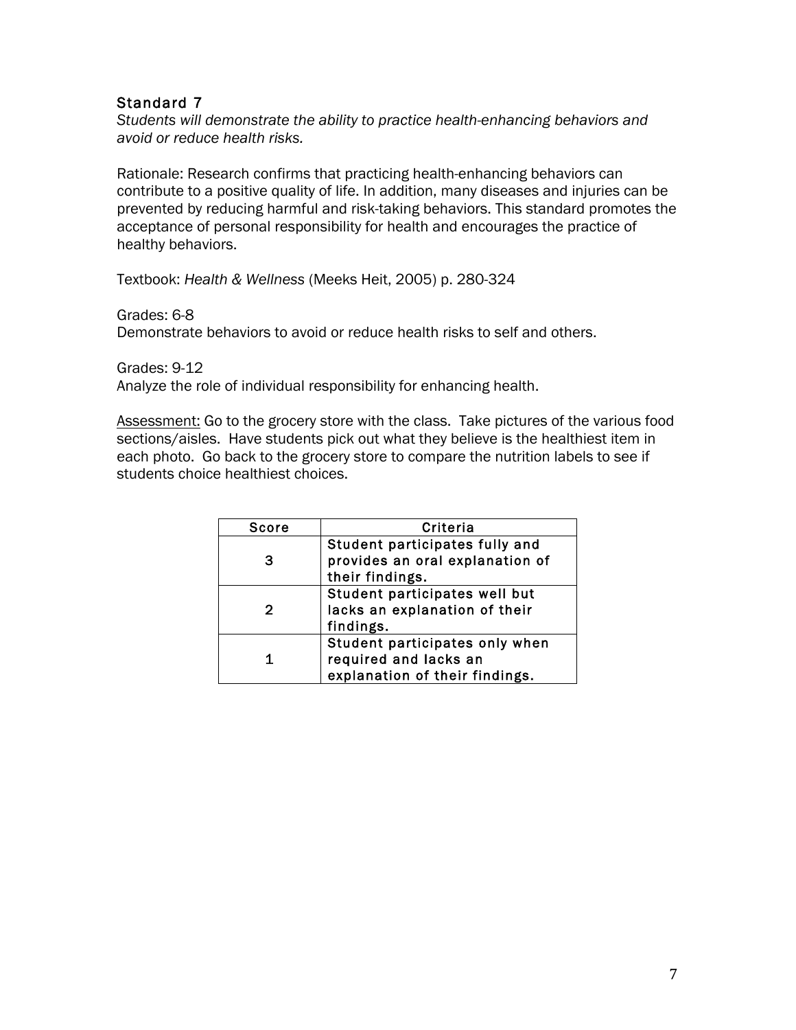## Standard 7

*Students will demonstrate the ability to practice health-enhancing behaviors and avoid or reduce health risks.*

Rationale: Research confirms that practicing health-enhancing behaviors can contribute to a positive quality of life. In addition, many diseases and injuries can be prevented by reducing harmful and risk-taking behaviors. This standard promotes the acceptance of personal responsibility for health and encourages the practice of healthy behaviors.

Textbook: *Health & Wellness* (Meeks Heit, 2005) p. 280-324

Grades: 6-8
Demonstrate behaviors to avoid or reduce health risks to self and others.

Grades: 9-12
Analyze the role of individual responsibility for enhancing health.

<u>Assessment:</u> Go to the grocery store with the class. Take pictures of the various food sections/aisles. Have students pick out what they believe is the healthiest item in each photo. Go back to the grocery store to compare the nutrition labels to see if students choice healthiest choices.

| Score | Criteria |
|---|---|
| 3 | Student participates fully and provides an oral explanation of their findings. |
| 2 | Student participates well but lacks an explanation of their findings. |
| 1 | Student participates only when required and lacks an explanation of their findings. |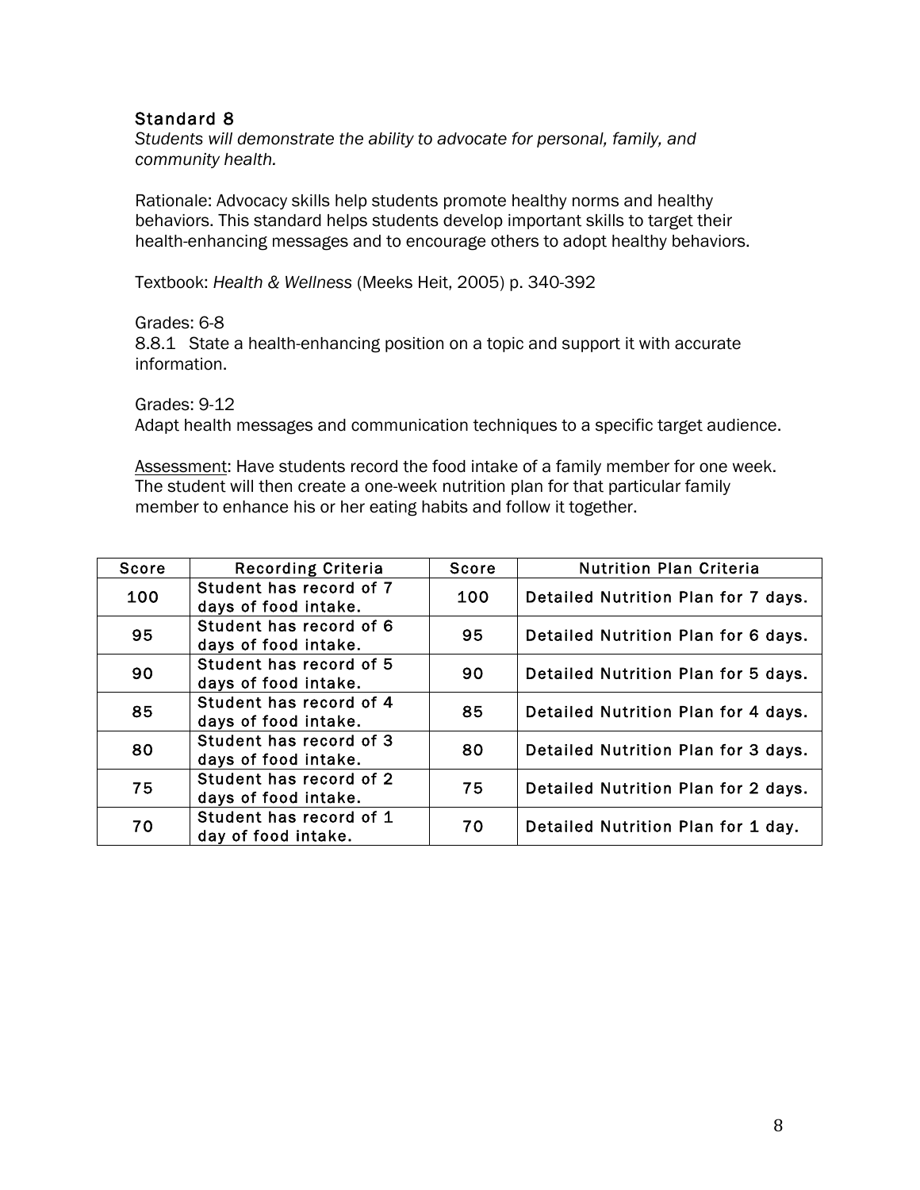## Standard 8

*Students will demonstrate the ability to advocate for personal, family, and community health.*

Rationale: Advocacy skills help students promote healthy norms and healthy behaviors. This standard helps students develop important skills to target their health-enhancing messages and to encourage others to adopt healthy behaviors.

Textbook: *Health & Wellness* (Meeks Heit, 2005) p. 340-392

Grades: 6-8
8.8.1 State a health-enhancing position on a topic and support it with accurate information.

Grades: 9-12
Adapt health messages and communication techniques to a specific target audience.

<u>Assessment</u>: Have students record the food intake of a family member for one week. The student will then create a one-week nutrition plan for that particular family member to enhance his or her eating habits and follow it together.

| Score | Recording Criteria | Score | Nutrition Plan Criteria |
|---|---|---|---|
| 100 | Student has record of 7 days of food intake. | 100 | Detailed Nutrition Plan for 7 days. |
| 95 | Student has record of 6 days of food intake. | 95 | Detailed Nutrition Plan for 6 days. |
| 90 | Student has record of 5 days of food intake. | 90 | Detailed Nutrition Plan for 5 days. |
| 85 | Student has record of 4 days of food intake. | 85 | Detailed Nutrition Plan for 4 days. |
| 80 | Student has record of 3 days of food intake. | 80 | Detailed Nutrition Plan for 3 days. |
| 75 | Student has record of 2 days of food intake. | 75 | Detailed Nutrition Plan for 2 days. |
| 70 | Student has record of 1 day of food intake. | 70 | Detailed Nutrition Plan for 1 day. |